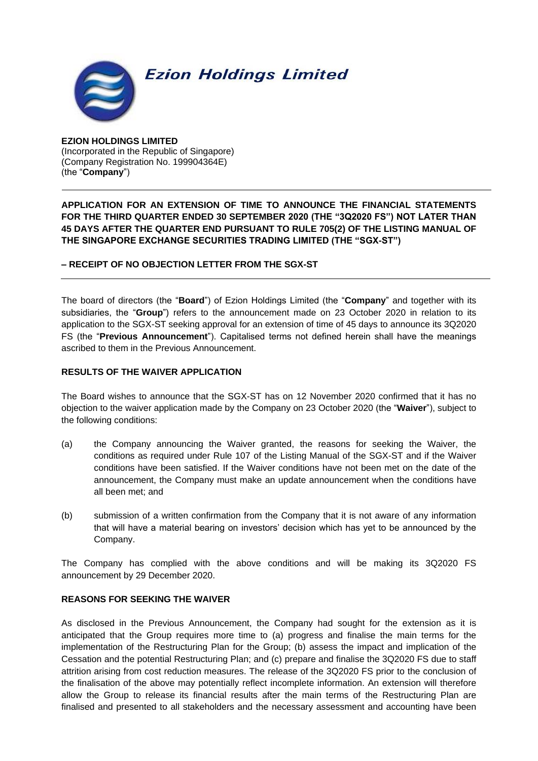**Ezion Holdings Limited**

**EZION HOLDINGS LIMITED**
(Incorporated in the Republic of Singapore)
(Company Registration No. 199904364E)
(the "**Company**")

---

**APPLICATION FOR AN EXTENSION OF TIME TO ANNOUNCE THE FINANCIAL STATEMENTS FOR THE THIRD QUARTER ENDED 30 SEPTEMBER 2020 (THE "3Q2020 FS") NOT LATER THAN 45 DAYS AFTER THE QUARTER END PURSUANT TO RULE 705(2) OF THE LISTING MANUAL OF THE SINGAPORE EXCHANGE SECURITIES TRADING LIMITED (THE "SGX-ST")**

**– RECEIPT OF NO OBJECTION LETTER FROM THE SGX-ST**

---

The board of directors (the "**Board**") of Ezion Holdings Limited (the "**Company**" and together with its subsidiaries, the "**Group**") refers to the announcement made on 23 October 2020 in relation to its application to the SGX-ST seeking approval for an extension of time of 45 days to announce its 3Q2020 FS (the "**Previous Announcement**"). Capitalised terms not defined herein shall have the meanings ascribed to them in the Previous Announcement.

**RESULTS OF THE WAIVER APPLICATION**

The Board wishes to announce that the SGX-ST has on 12 November 2020 confirmed that it has no objection to the waiver application made by the Company on 23 October 2020 (the "**Waiver**"), subject to the following conditions:

(a) the Company announcing the Waiver granted, the reasons for seeking the Waiver, the conditions as required under Rule 107 of the Listing Manual of the SGX-ST and if the Waiver conditions have been satisfied. If the Waiver conditions have not been met on the date of the announcement, the Company must make an update announcement when the conditions have all been met; and

(b) submission of a written confirmation from the Company that it is not aware of any information that will have a material bearing on investors' decision which has yet to be announced by the Company.

The Company has complied with the above conditions and will be making its 3Q2020 FS announcement by 29 December 2020.

**REASONS FOR SEEKING THE WAIVER**

As disclosed in the Previous Announcement, the Company had sought for the extension as it is anticipated that the Group requires more time to (a) progress and finalise the main terms for the implementation of the Restructuring Plan for the Group; (b) assess the impact and implication of the Cessation and the potential Restructuring Plan; and (c) prepare and finalise the 3Q2020 FS due to staff attrition arising from cost reduction measures. The release of the 3Q2020 FS prior to the conclusion of the finalisation of the above may potentially reflect incomplete information. An extension will therefore allow the Group to release its financial results after the main terms of the Restructuring Plan are finalised and presented to all stakeholders and the necessary assessment and accounting have been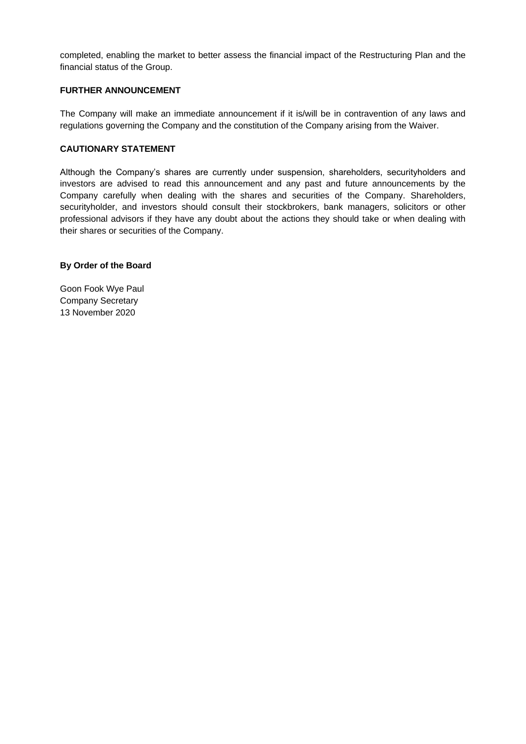completed, enabling the market to better assess the financial impact of the Restructuring Plan and the financial status of the Group.

**FURTHER ANNOUNCEMENT**

The Company will make an immediate announcement if it is/will be in contravention of any laws and regulations governing the Company and the constitution of the Company arising from the Waiver.

**CAUTIONARY STATEMENT**

Although the Company's shares are currently under suspension, shareholders, securityholders and investors are advised to read this announcement and any past and future announcements by the Company carefully when dealing with the shares and securities of the Company. Shareholders, securityholder, and investors should consult their stockbrokers, bank managers, solicitors or other professional advisors if they have any doubt about the actions they should take or when dealing with their shares or securities of the Company.

**By Order of the Board**

Goon Fook Wye Paul
Company Secretary
13 November 2020